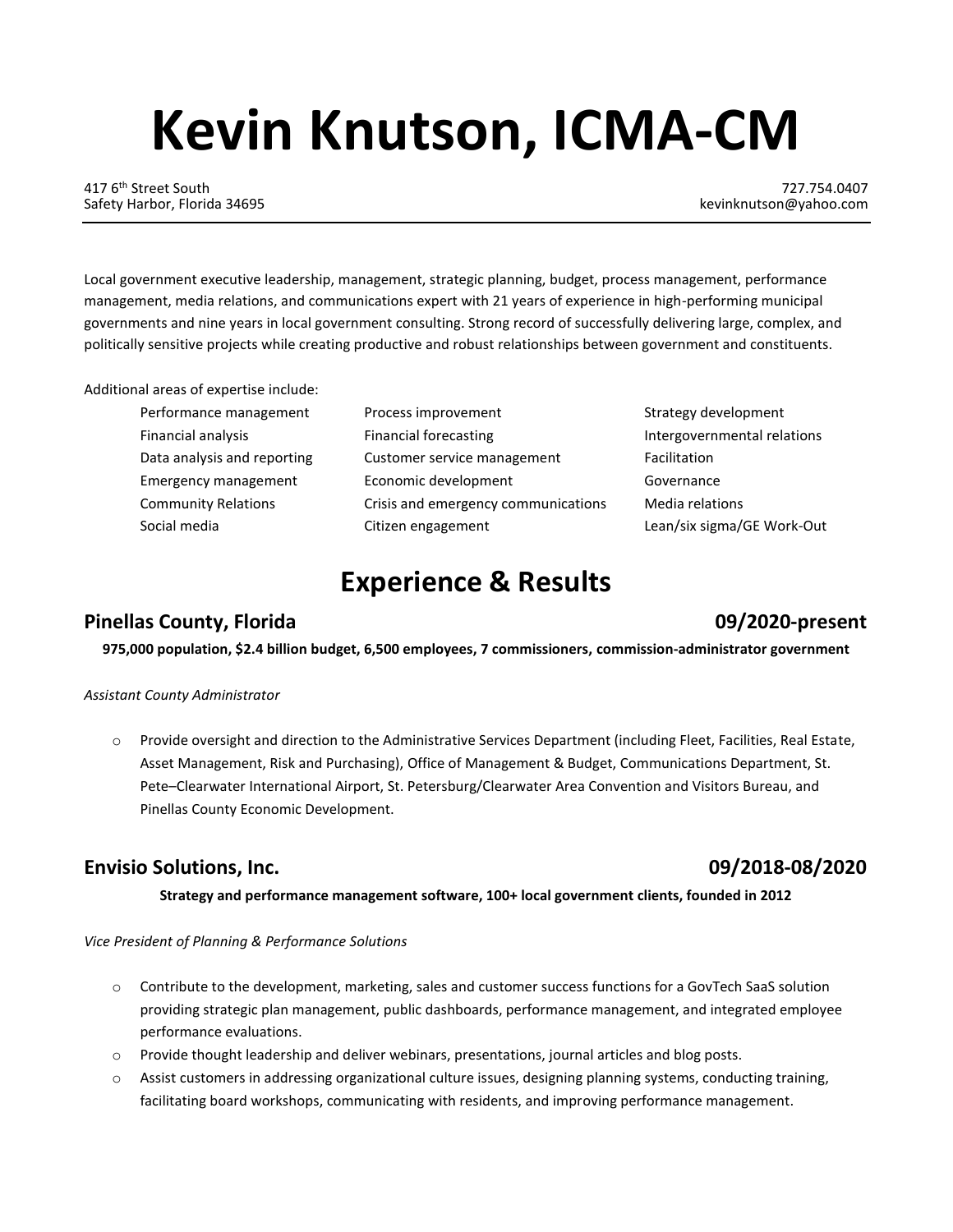# Kevin Knutson, ICMA-CM

417 6th Street South
Safety Harbor, Florida 34695

727.754.0407
kevinknutson@yahoo.com

---

Local government executive leadership, management, strategic planning, budget, process management, performance management, media relations, and communications expert with 21 years of experience in high-performing municipal governments and nine years in local government consulting. Strong record of successfully delivering large, complex, and politically sensitive projects while creating productive and robust relationships between government and constituents.

Additional areas of expertise include:

| | | |
|---|---|---|
| Performance management | Process improvement | Strategy development |
| Financial analysis | Financial forecasting | Intergovernmental relations |
| Data analysis and reporting | Customer service management | Facilitation |
| Emergency management | Economic development | Governance |
| Community Relations | Crisis and emergency communications | Media relations |
| Social media | Citizen engagement | Lean/six sigma/GE Work-Out |

# Experience & Results

## Pinellas County, Florida — 09/2020-present

**975,000 population, $2.4 billion budget, 6,500 employees, 7 commissioners, commission-administrator government**

*Assistant County Administrator*

- Provide oversight and direction to the Administrative Services Department (including Fleet, Facilities, Real Estate, Asset Management, Risk and Purchasing), Office of Management & Budget, Communications Department, St. Pete–Clearwater International Airport, St. Petersburg/Clearwater Area Convention and Visitors Bureau, and Pinellas County Economic Development.

## Envisio Solutions, Inc. — 09/2018-08/2020

**Strategy and performance management software, 100+ local government clients, founded in 2012**

*Vice President of Planning & Performance Solutions*

- Contribute to the development, marketing, sales and customer success functions for a GovTech SaaS solution providing strategic plan management, public dashboards, performance management, and integrated employee performance evaluations.
- Provide thought leadership and deliver webinars, presentations, journal articles and blog posts.
- Assist customers in addressing organizational culture issues, designing planning systems, conducting training, facilitating board workshops, communicating with residents, and improving performance management.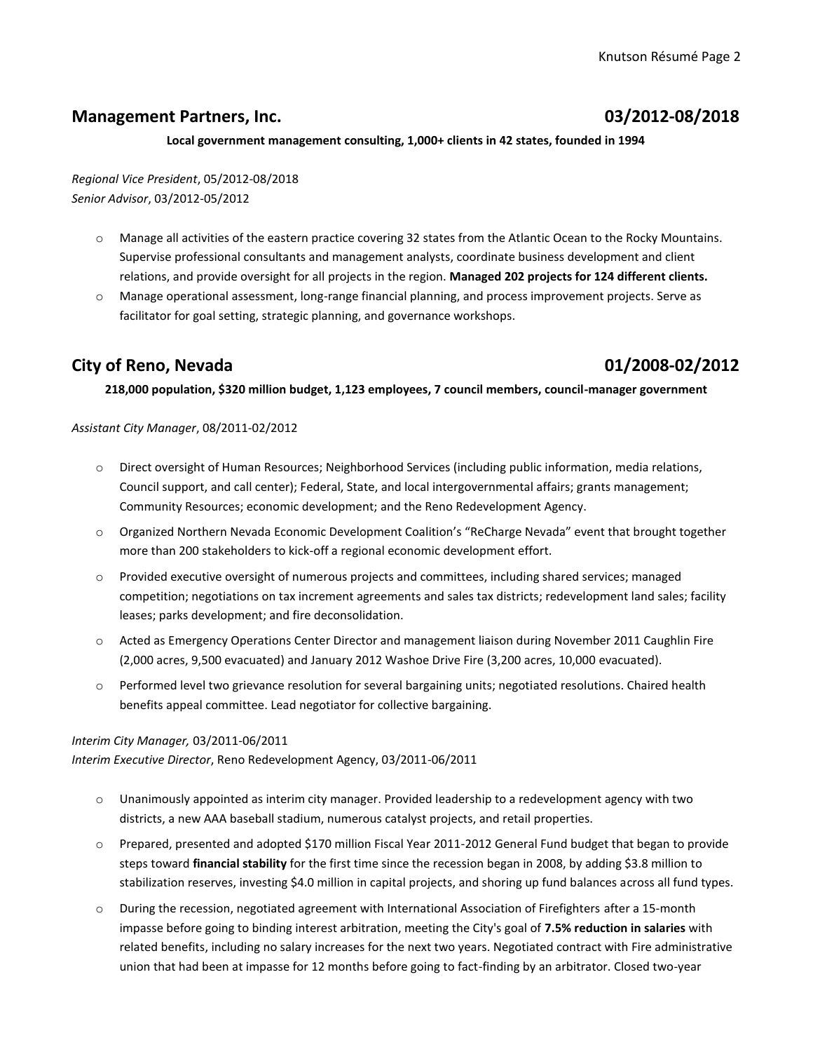## Management Partners, Inc. 03/2012-08/2018

**Local government management consulting, 1,000+ clients in 42 states, founded in 1994**

*Regional Vice President*, 05/2012-08/2018
*Senior Advisor*, 03/2012-05/2012

- Manage all activities of the eastern practice covering 32 states from the Atlantic Ocean to the Rocky Mountains. Supervise professional consultants and management analysts, coordinate business development and client relations, and provide oversight for all projects in the region. **Managed 202 projects for 124 different clients.**
- Manage operational assessment, long-range financial planning, and process improvement projects. Serve as facilitator for goal setting, strategic planning, and governance workshops.

## City of Reno, Nevada 01/2008-02/2012

**218,000 population, $320 million budget, 1,123 employees, 7 council members, council-manager government**

*Assistant City Manager*, 08/2011-02/2012

- Direct oversight of Human Resources; Neighborhood Services (including public information, media relations, Council support, and call center); Federal, State, and local intergovernmental affairs; grants management; Community Resources; economic development; and the Reno Redevelopment Agency.
- Organized Northern Nevada Economic Development Coalition's "ReCharge Nevada" event that brought together more than 200 stakeholders to kick-off a regional economic development effort.
- Provided executive oversight of numerous projects and committees, including shared services; managed competition; negotiations on tax increment agreements and sales tax districts; redevelopment land sales; facility leases; parks development; and fire deconsolidation.
- Acted as Emergency Operations Center Director and management liaison during November 2011 Caughlin Fire (2,000 acres, 9,500 evacuated) and January 2012 Washoe Drive Fire (3,200 acres, 10,000 evacuated).
- Performed level two grievance resolution for several bargaining units; negotiated resolutions. Chaired health benefits appeal committee. Lead negotiator for collective bargaining.

*Interim City Manager,* 03/2011-06/2011
*Interim Executive Director*, Reno Redevelopment Agency, 03/2011-06/2011

- Unanimously appointed as interim city manager. Provided leadership to a redevelopment agency with two districts, a new AAA baseball stadium, numerous catalyst projects, and retail properties.
- Prepared, presented and adopted $170 million Fiscal Year 2011-2012 General Fund budget that began to provide steps toward **financial stability** for the first time since the recession began in 2008, by adding $3.8 million to stabilization reserves, investing $4.0 million in capital projects, and shoring up fund balances across all fund types.
- During the recession, negotiated agreement with International Association of Firefighters after a 15-month impasse before going to binding interest arbitration, meeting the City's goal of **7.5% reduction in salaries** with related benefits, including no salary increases for the next two years. Negotiated contract with Fire administrative union that had been at impasse for 12 months before going to fact-finding by an arbitrator. Closed two-year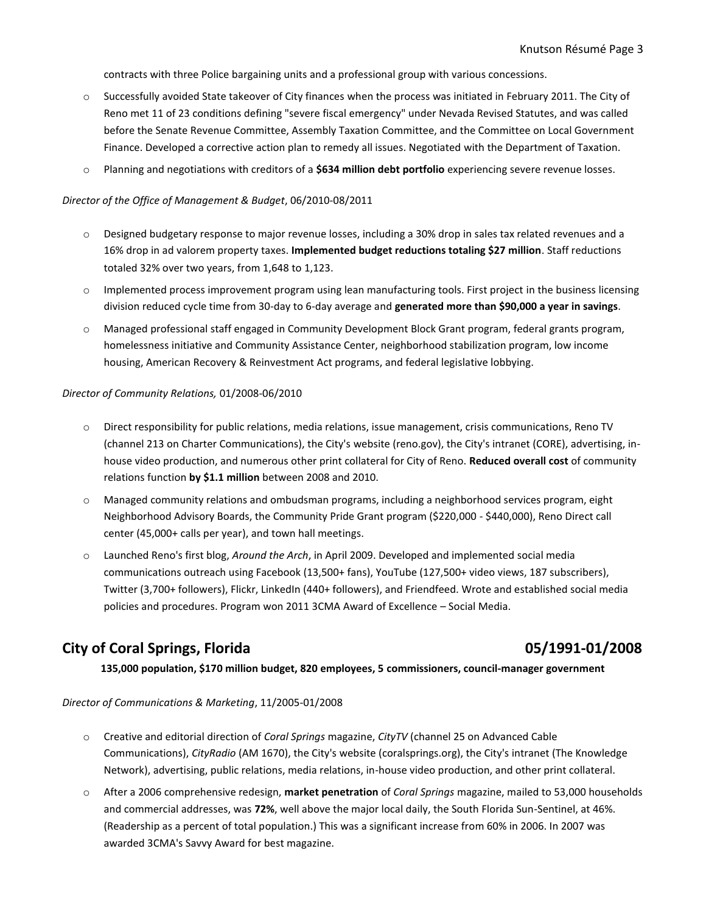contracts with three Police bargaining units and a professional group with various concessions.

- Successfully avoided State takeover of City finances when the process was initiated in February 2011. The City of Reno met 11 of 23 conditions defining "severe fiscal emergency" under Nevada Revised Statutes, and was called before the Senate Revenue Committee, Assembly Taxation Committee, and the Committee on Local Government Finance. Developed a corrective action plan to remedy all issues. Negotiated with the Department of Taxation.
- Planning and negotiations with creditors of a **$634 million debt portfolio** experiencing severe revenue losses.

*Director of the Office of Management & Budget*, 06/2010-08/2011

- Designed budgetary response to major revenue losses, including a 30% drop in sales tax related revenues and a 16% drop in ad valorem property taxes. **Implemented budget reductions totaling $27 million**. Staff reductions totaled 32% over two years, from 1,648 to 1,123.
- Implemented process improvement program using lean manufacturing tools. First project in the business licensing division reduced cycle time from 30-day to 6-day average and **generated more than $90,000 a year in savings**.
- Managed professional staff engaged in Community Development Block Grant program, federal grants program, homelessness initiative and Community Assistance Center, neighborhood stabilization program, low income housing, American Recovery & Reinvestment Act programs, and federal legislative lobbying.

*Director of Community Relations,* 01/2008-06/2010

- Direct responsibility for public relations, media relations, issue management, crisis communications, Reno TV (channel 213 on Charter Communications), the City's website (reno.gov), the City's intranet (CORE), advertising, in-house video production, and numerous other print collateral for City of Reno. **Reduced overall cost** of community relations function **by $1.1 million** between 2008 and 2010.
- Managed community relations and ombudsman programs, including a neighborhood services program, eight Neighborhood Advisory Boards, the Community Pride Grant program ($220,000 - $440,000), Reno Direct call center (45,000+ calls per year), and town hall meetings.
- Launched Reno's first blog, *Around the Arch*, in April 2009. Developed and implemented social media communications outreach using Facebook (13,500+ fans), YouTube (127,500+ video views, 187 subscribers), Twitter (3,700+ followers), Flickr, LinkedIn (440+ followers), and Friendfeed. Wrote and established social media policies and procedures. Program won 2011 3CMA Award of Excellence – Social Media.

## City of Coral Springs, Florida — 05/1991-01/2008

**135,000 population, $170 million budget, 820 employees, 5 commissioners, council-manager government**

*Director of Communications & Marketing*, 11/2005-01/2008

- Creative and editorial direction of *Coral Springs* magazine, *CityTV* (channel 25 on Advanced Cable Communications), *CityRadio* (AM 1670), the City's website (coralsprings.org), the City's intranet (The Knowledge Network), advertising, public relations, media relations, in-house video production, and other print collateral.
- After a 2006 comprehensive redesign, **market penetration** of *Coral Springs* magazine, mailed to 53,000 households and commercial addresses, was **72%**, well above the major local daily, the South Florida Sun-Sentinel, at 46%. (Readership as a percent of total population.) This was a significant increase from 60% in 2006. In 2007 was awarded 3CMA's Savvy Award for best magazine.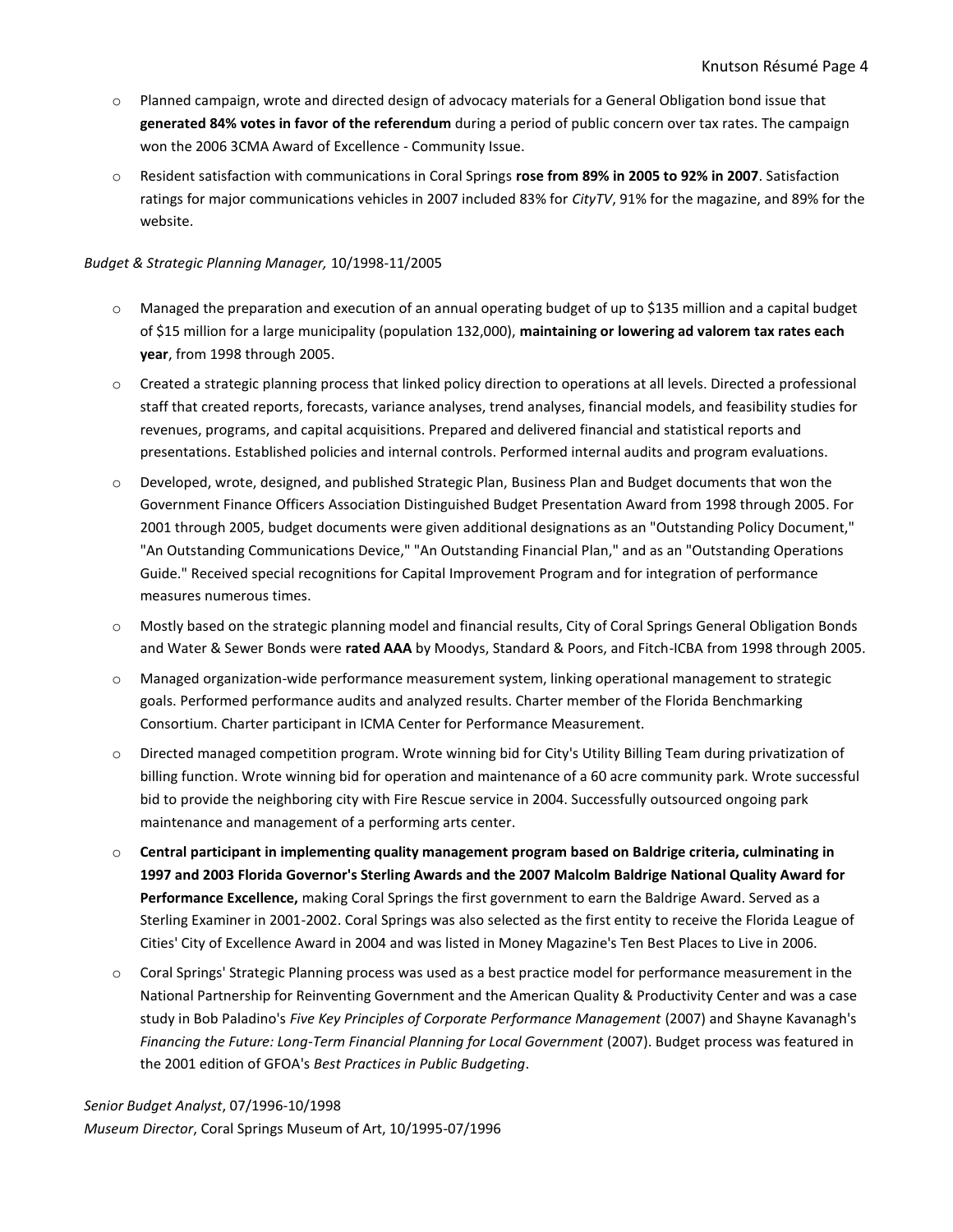- Planned campaign, wrote and directed design of advocacy materials for a General Obligation bond issue that **generated 84% votes in favor of the referendum** during a period of public concern over tax rates. The campaign won the 2006 3CMA Award of Excellence - Community Issue.
- Resident satisfaction with communications in Coral Springs **rose from 89% in 2005 to 92% in 2007**. Satisfaction ratings for major communications vehicles in 2007 included 83% for *CityTV*, 91% for the magazine, and 89% for the website.

*Budget & Strategic Planning Manager,* 10/1998-11/2005

- Managed the preparation and execution of an annual operating budget of up to $135 million and a capital budget of $15 million for a large municipality (population 132,000), **maintaining or lowering ad valorem tax rates each year**, from 1998 through 2005.
- Created a strategic planning process that linked policy direction to operations at all levels. Directed a professional staff that created reports, forecasts, variance analyses, trend analyses, financial models, and feasibility studies for revenues, programs, and capital acquisitions. Prepared and delivered financial and statistical reports and presentations. Established policies and internal controls. Performed internal audits and program evaluations.
- Developed, wrote, designed, and published Strategic Plan, Business Plan and Budget documents that won the Government Finance Officers Association Distinguished Budget Presentation Award from 1998 through 2005. For 2001 through 2005, budget documents were given additional designations as an "Outstanding Policy Document," "An Outstanding Communications Device," "An Outstanding Financial Plan," and as an "Outstanding Operations Guide." Received special recognitions for Capital Improvement Program and for integration of performance measures numerous times.
- Mostly based on the strategic planning model and financial results, City of Coral Springs General Obligation Bonds and Water & Sewer Bonds were **rated AAA** by Moodys, Standard & Poors, and Fitch-ICBA from 1998 through 2005.
- Managed organization-wide performance measurement system, linking operational management to strategic goals. Performed performance audits and analyzed results. Charter member of the Florida Benchmarking Consortium. Charter participant in ICMA Center for Performance Measurement.
- Directed managed competition program. Wrote winning bid for City's Utility Billing Team during privatization of billing function. Wrote winning bid for operation and maintenance of a 60 acre community park. Wrote successful bid to provide the neighboring city with Fire Rescue service in 2004. Successfully outsourced ongoing park maintenance and management of a performing arts center.
- **Central participant in implementing quality management program based on Baldrige criteria, culminating in 1997 and 2003 Florida Governor's Sterling Awards and the 2007 Malcolm Baldrige National Quality Award for Performance Excellence,** making Coral Springs the first government to earn the Baldrige Award. Served as a Sterling Examiner in 2001-2002. Coral Springs was also selected as the first entity to receive the Florida League of Cities' City of Excellence Award in 2004 and was listed in Money Magazine's Ten Best Places to Live in 2006.
- Coral Springs' Strategic Planning process was used as a best practice model for performance measurement in the National Partnership for Reinventing Government and the American Quality & Productivity Center and was a case study in Bob Paladino's *Five Key Principles of Corporate Performance Management* (2007) and Shayne Kavanagh's *Financing the Future: Long-Term Financial Planning for Local Government* (2007). Budget process was featured in the 2001 edition of GFOA's *Best Practices in Public Budgeting*.

*Senior Budget Analyst*, 07/1996-10/1998
*Museum Director*, Coral Springs Museum of Art, 10/1995-07/1996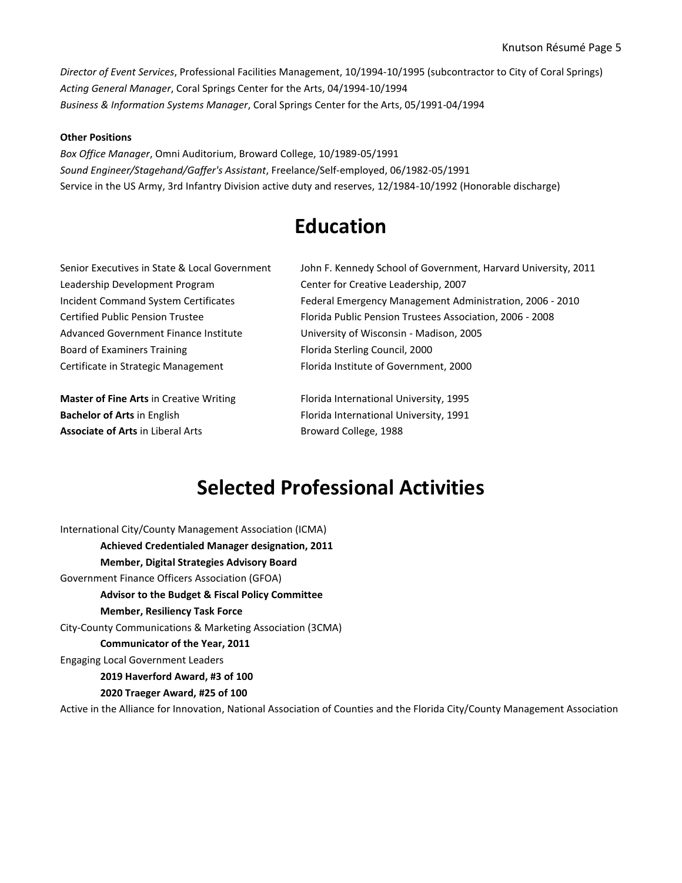*Director of Event Services*, Professional Facilities Management, 10/1994-10/1995 (subcontractor to City of Coral Springs)
*Acting General Manager*, Coral Springs Center for the Arts, 04/1994-10/1994
*Business & Information Systems Manager*, Coral Springs Center for the Arts, 05/1991-04/1994

**Other Positions**

*Box Office Manager*, Omni Auditorium, Broward College, 10/1989-05/1991
*Sound Engineer/Stagehand/Gaffer's Assistant*, Freelance/Self-employed, 06/1982-05/1991
Service in the US Army, 3rd Infantry Division active duty and reserves, 12/1984-10/1992 (Honorable discharge)

# Education

| | |
|---|---|
| Senior Executives in State & Local Government | John F. Kennedy School of Government, Harvard University, 2011 |
| Leadership Development Program | Center for Creative Leadership, 2007 |
| Incident Command System Certificates | Federal Emergency Management Administration, 2006 - 2010 |
| Certified Public Pension Trustee | Florida Public Pension Trustees Association, 2006 - 2008 |
| Advanced Government Finance Institute | University of Wisconsin - Madison, 2005 |
| Board of Examiners Training | Florida Sterling Council, 2000 |
| Certificate in Strategic Management | Florida Institute of Government, 2000 |

| | |
|---|---|
| **Master of Fine Arts** in Creative Writing | Florida International University, 1995 |
| **Bachelor of Arts** in English | Florida International University, 1991 |
| **Associate of Arts** in Liberal Arts | Broward College, 1988 |

# Selected Professional Activities

International City/County Management Association (ICMA)

- **Achieved Credentialed Manager designation, 2011**
- **Member, Digital Strategies Advisory Board**

Government Finance Officers Association (GFOA)

- **Advisor to the Budget & Fiscal Policy Committee**
- **Member, Resiliency Task Force**

City-County Communications & Marketing Association (3CMA)

- **Communicator of the Year, 2011**

Engaging Local Government Leaders

- **2019 Haverford Award, #3 of 100**
- **2020 Traeger Award, #25 of 100**

Active in the Alliance for Innovation, National Association of Counties and the Florida City/County Management Association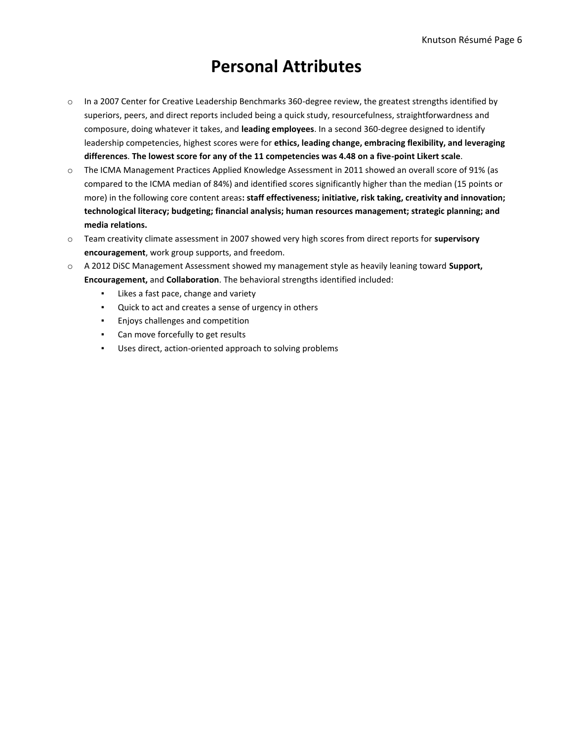# Personal Attributes

- In a 2007 Center for Creative Leadership Benchmarks 360-degree review, the greatest strengths identified by superiors, peers, and direct reports included being a quick study, resourcefulness, straightforwardness and composure, doing whatever it takes, and **leading employees**. In a second 360-degree designed to identify leadership competencies, highest scores were for **ethics, leading change, embracing flexibility, and leveraging differences**. **The lowest score for any of the 11 competencies was 4.48 on a five-point Likert scale**.
- The ICMA Management Practices Applied Knowledge Assessment in 2011 showed an overall score of 91% (as compared to the ICMA median of 84%) and identified scores significantly higher than the median (15 points or more) in the following core content areas**: staff effectiveness; initiative, risk taking, creativity and innovation; technological literacy; budgeting; financial analysis; human resources management; strategic planning; and media relations.**
- Team creativity climate assessment in 2007 showed very high scores from direct reports for **supervisory encouragement**, work group supports, and freedom.
- A 2012 DiSC Management Assessment showed my management style as heavily leaning toward **Support, Encouragement,** and **Collaboration**. The behavioral strengths identified included:
  - Likes a fast pace, change and variety
  - Quick to act and creates a sense of urgency in others
  - Enjoys challenges and competition
  - Can move forcefully to get results
  - Uses direct, action-oriented approach to solving problems